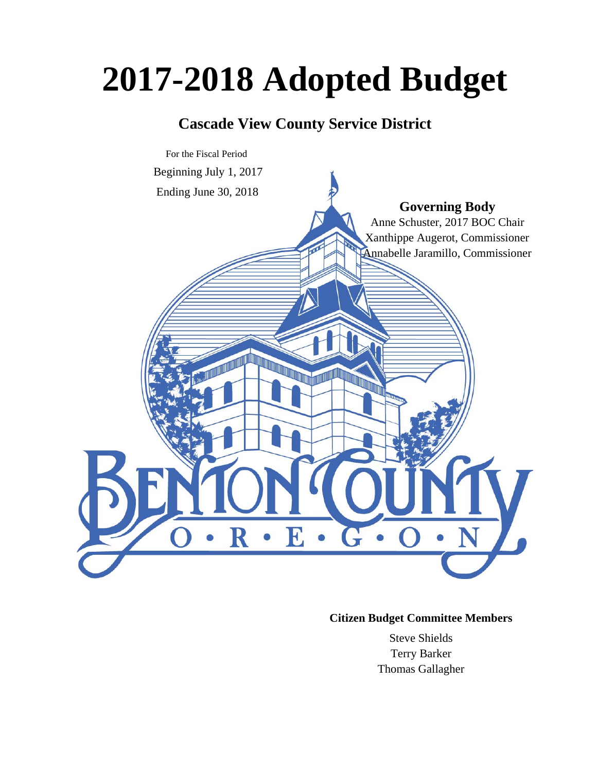# 2017-2018 Adopted Budget

## Cascade View County Service District

For the Fiscal Period

Beginning July 1, 2017

Ending June 30, 2018

**Governing Body**

Anne Schuster, 2017 BOC Chair

Xanthippe Augerot, Commissioner

Annabelle Jaramillo, Commissioner

BENTON COUNTY

O • R • E • G • O • N

**Citizen Budget Committee Members**

Steve Shields

Terry Barker

Thomas Gallagher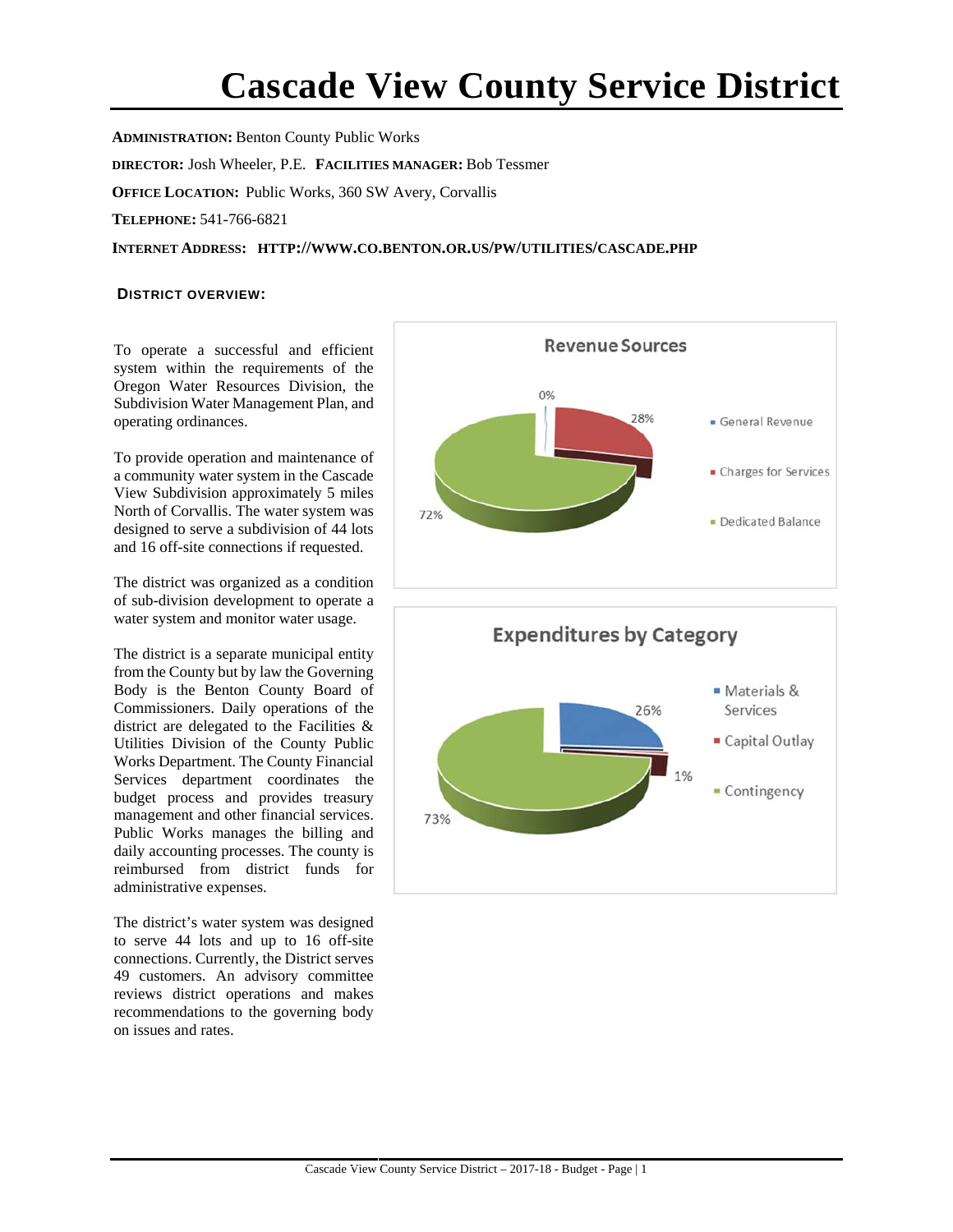# Cascade View County Service District

**ADMINISTRATION:** Benton County Public Works

**DIRECTOR:** Josh Wheeler, P.E. **FACILITIES MANAGER:** Bob Tessmer

**OFFICE LOCATION:** Public Works, 360 SW Avery, Corvallis

**TELEPHONE:** 541-766-6821

**INTERNET ADDRESS:** **HTTP://WWW.CO.BENTON.OR.US/PW/UTILITIES/CASCADE.PHP**

## DISTRICT OVERVIEW:

To operate a successful and efficient system within the requirements of the Oregon Water Resources Division, the Subdivision Water Management Plan, and operating ordinances.

To provide operation and maintenance of a community water system in the Cascade View Subdivision approximately 5 miles North of Corvallis. The water system was designed to serve a subdivision of 44 lots and 16 off-site connections if requested.

The district was organized as a condition of sub-division development to operate a water system and monitor water usage.

The district is a separate municipal entity from the County but by law the Governing Body is the Benton County Board of Commissioners. Daily operations of the district are delegated to the Facilities & Utilities Division of the County Public Works Department. The County Financial Services department coordinates the budget process and provides treasury management and other financial services. Public Works manages the billing and daily accounting processes. The county is reimbursed from district funds for administrative expenses.

The district's water system was designed to serve 44 lots and up to 16 off-site connections. Currently, the District serves 49 customers. An advisory committee reviews district operations and makes recommendations to the governing body on issues and rates.

**Revenue Sources**

| Source | Percent |
|---|---|
| General Revenue | 0% |
| Charges for Services | 28% |
| Dedicated Balance | 72% |

**Expenditures by Category**

| Category | Percent |
|---|---|
| Materials & Services | 26% |
| Capital Outlay | 1% |
| Contingency | 73% |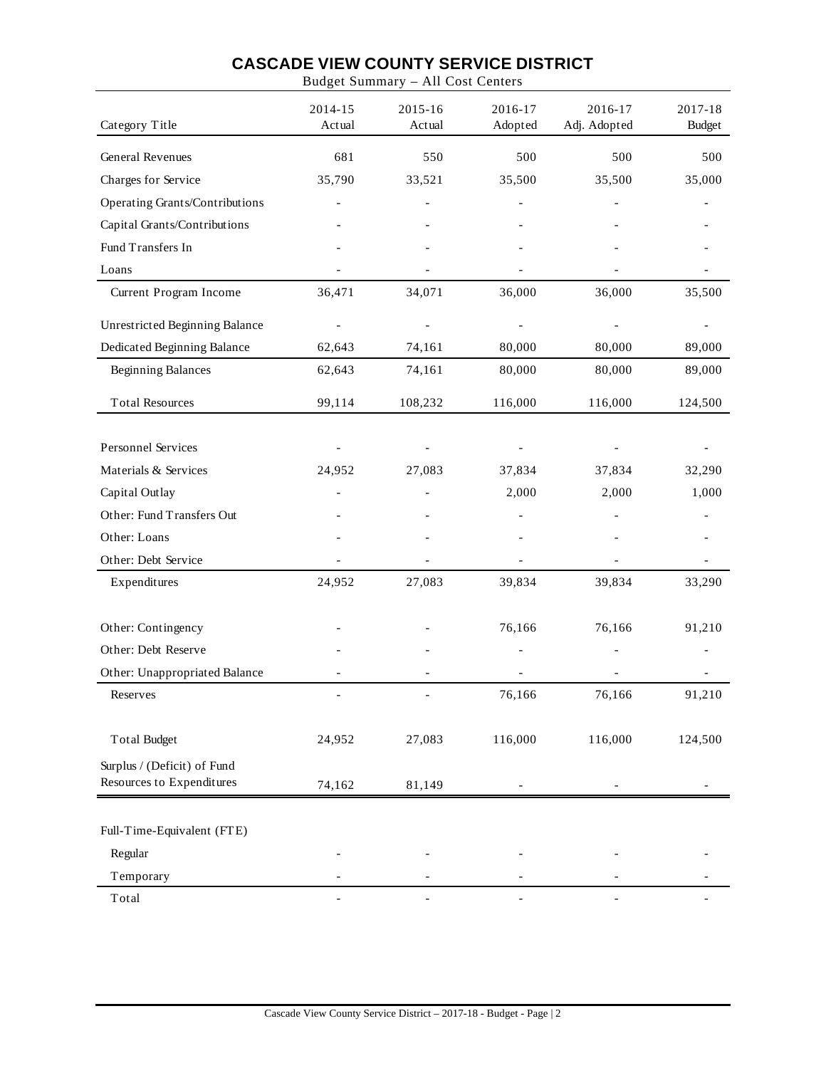# CASCADE VIEW COUNTY SERVICE DISTRICT

Budget Summary – All Cost Centers

| Category Title | 2014-15 Actual | 2015-16 Actual | 2016-17 Adopted | 2016-17 Adj. Adopted | 2017-18 Budget |
|---|---|---|---|---|---|
| General Revenues | 681 | 550 | 500 | 500 | 500 |
| Charges for Service | 35,790 | 33,521 | 35,500 | 35,500 | 35,000 |
| Operating Grants/Contributions | - | - | - | - | - |
| Capital Grants/Contributions | - | - | - | - | - |
| Fund Transfers In | - | - | - | - | - |
| Loans | - | - | - | - | - |
| Current Program Income | 36,471 | 34,071 | 36,000 | 36,000 | 35,500 |
| Unrestricted Beginning Balance | - | - | - | - | - |
| Dedicated Beginning Balance | 62,643 | 74,161 | 80,000 | 80,000 | 89,000 |
| Beginning Balances | 62,643 | 74,161 | 80,000 | 80,000 | 89,000 |
| Total Resources | 99,114 | 108,232 | 116,000 | 116,000 | 124,500 |
| Personnel Services | - | - | - | - | - |
| Materials & Services | 24,952 | 27,083 | 37,834 | 37,834 | 32,290 |
| Capital Outlay | - | - | 2,000 | 2,000 | 1,000 |
| Other: Fund Transfers Out | - | - | - | - | - |
| Other: Loans | - | - | - | - | - |
| Other: Debt Service | - | - | - | - | - |
| Expenditures | 24,952 | 27,083 | 39,834 | 39,834 | 33,290 |
| Other: Contingency | - | - | 76,166 | 76,166 | 91,210 |
| Other: Debt Reserve | - | - | - | - | - |
| Other: Unappropriated Balance | - | - | - | - | - |
| Reserves | - | - | 76,166 | 76,166 | 91,210 |
| Total Budget | 24,952 | 27,083 | 116,000 | 116,000 | 124,500 |
| Surplus / (Deficit) of Fund Resources to Expenditures | 74,162 | 81,149 | - | - | - |
| Full-Time-Equivalent (FTE) | | | | | |
| Regular | - | - | - | - | - |
| Temporary | - | - | - | - | - |
| Total | - | - | - | - | - |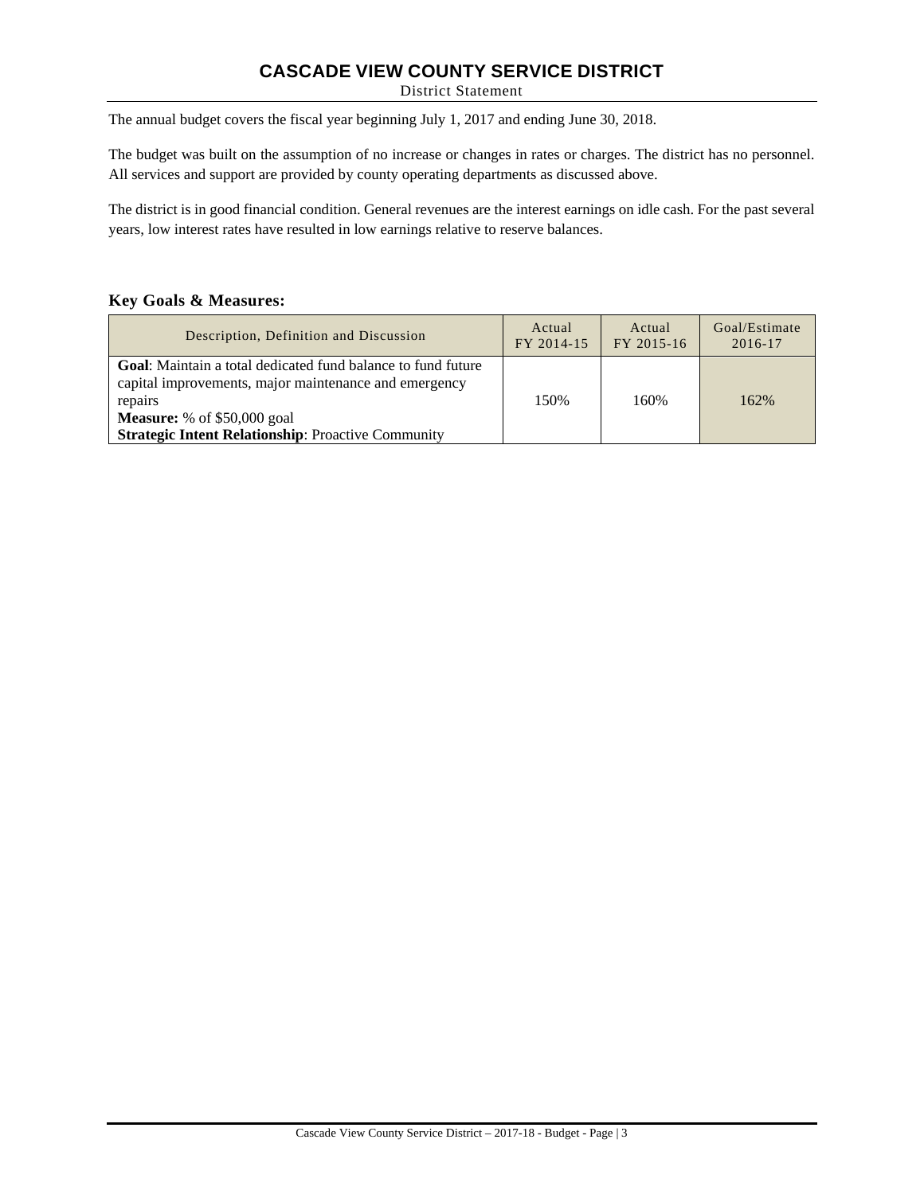# CASCADE VIEW COUNTY SERVICE DISTRICT

District Statement

The annual budget covers the fiscal year beginning July 1, 2017 and ending June 30, 2018.

The budget was built on the assumption of no increase or changes in rates or charges. The district has no personnel. All services and support are provided by county operating departments as discussed above.

The district is in good financial condition. General revenues are the interest earnings on idle cash. For the past several years, low interest rates have resulted in low earnings relative to reserve balances.

### Key Goals & Measures:

| Description, Definition and Discussion | Actual FY 2014-15 | Actual FY 2015-16 | Goal/Estimate 2016-17 |
|---|---|---|---|
| **Goal**: Maintain a total dedicated fund balance to fund future capital improvements, major maintenance and emergency repairs<br>**Measure:** % of $50,000 goal<br>**Strategic Intent Relationship**: Proactive Community | 150% | 160% | 162% |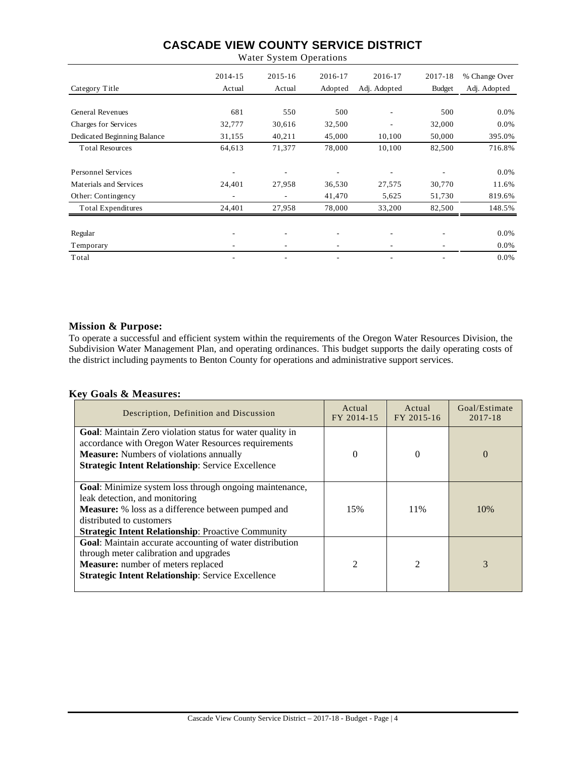# CASCADE VIEW COUNTY SERVICE DISTRICT

Water System Operations

| Category Title | 2014-15 Actual | 2015-16 Actual | 2016-17 Adopted | 2016-17 Adj. Adopted | 2017-18 Budget | % Change Over Adj. Adopted |
|---|---|---|---|---|---|---|
| General Revenues | 681 | 550 | 500 | - | 500 | 0.0% |
| Charges for Services | 32,777 | 30,616 | 32,500 | - | 32,000 | 0.0% |
| Dedicated Beginning Balance | 31,155 | 40,211 | 45,000 | 10,100 | 50,000 | 395.0% |
| Total Resources | 64,613 | 71,377 | 78,000 | 10,100 | 82,500 | 716.8% |
| Personnel Services | - | - | - | - | - | 0.0% |
| Materials and Services | 24,401 | 27,958 | 36,530 | 27,575 | 30,770 | 11.6% |
| Other: Contingency | - | - | 41,470 | 5,625 | 51,730 | 819.6% |
| Total Expenditures | 24,401 | 27,958 | 78,000 | 33,200 | 82,500 | 148.5% |
| Regular | - | - | - | - | - | 0.0% |
| Temporary | - | - | - | - | - | 0.0% |
| Total | - | - | - | - | - | 0.0% |

## Mission & Purpose:

To operate a successful and efficient system within the requirements of the Oregon Water Resources Division, the Subdivision Water Management Plan, and operating ordinances. This budget supports the daily operating costs of the district including payments to Benton County for operations and administrative support services.

## Key Goals & Measures:

| Description, Definition and Discussion | Actual FY 2014-15 | Actual FY 2015-16 | Goal/Estimate 2017-18 |
|---|---|---|---|
| **Goal**: Maintain Zero violation status for water quality in accordance with Oregon Water Resources requirements<br>**Measure:** Numbers of violations annually<br>**Strategic Intent Relationship**: Service Excellence | 0 | 0 | 0 |
| **Goal**: Minimize system loss through ongoing maintenance, leak detection, and monitoring<br>**Measure:** % loss as a difference between pumped and distributed to customers<br>**Strategic Intent Relationship**: Proactive Community | 15% | 11% | 10% |
| **Goal**: Maintain accurate accounting of water distribution through meter calibration and upgrades<br>**Measure:** number of meters replaced<br>**Strategic Intent Relationship**: Service Excellence | 2 | 2 | 3 |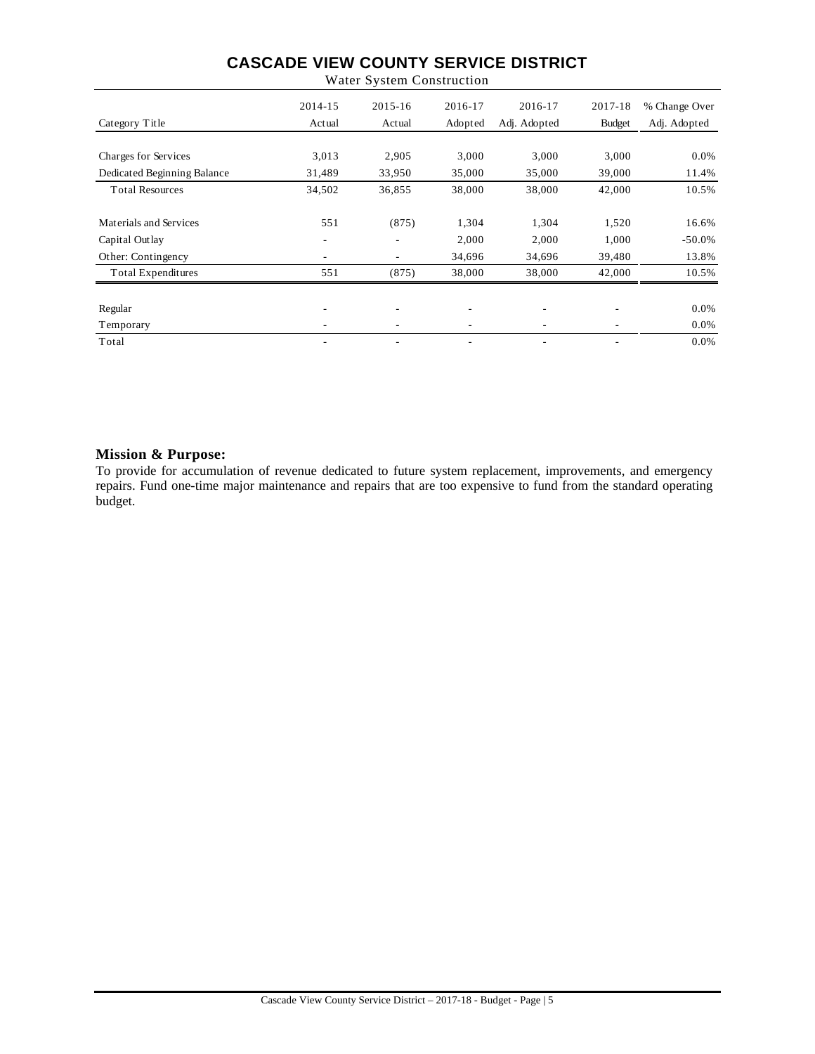# CASCADE VIEW COUNTY SERVICE DISTRICT

Water System Construction

| Category Title | 2014-15 Actual | 2015-16 Actual | 2016-17 Adopted | 2016-17 Adj. Adopted | 2017-18 Budget | % Change Over Adj. Adopted |
|---|---|---|---|---|---|---|
| Charges for Services | 3,013 | 2,905 | 3,000 | 3,000 | 3,000 | 0.0% |
| Dedicated Beginning Balance | 31,489 | 33,950 | 35,000 | 35,000 | 39,000 | 11.4% |
| Total Resources | 34,502 | 36,855 | 38,000 | 38,000 | 42,000 | 10.5% |
| Materials and Services | 551 | (875) | 1,304 | 1,304 | 1,520 | 16.6% |
| Capital Outlay | - | - | 2,000 | 2,000 | 1,000 | -50.0% |
| Other: Contingency | - | - | 34,696 | 34,696 | 39,480 | 13.8% |
| Total Expenditures | 551 | (875) | 38,000 | 38,000 | 42,000 | 10.5% |
| Regular | - | - | - | - | - | 0.0% |
| Temporary | - | - | - | - | - | 0.0% |
| Total | - | - | - | - | - | 0.0% |

**Mission & Purpose:**

To provide for accumulation of revenue dedicated to future system replacement, improvements, and emergency repairs. Fund one-time major maintenance and repairs that are too expensive to fund from the standard operating budget.